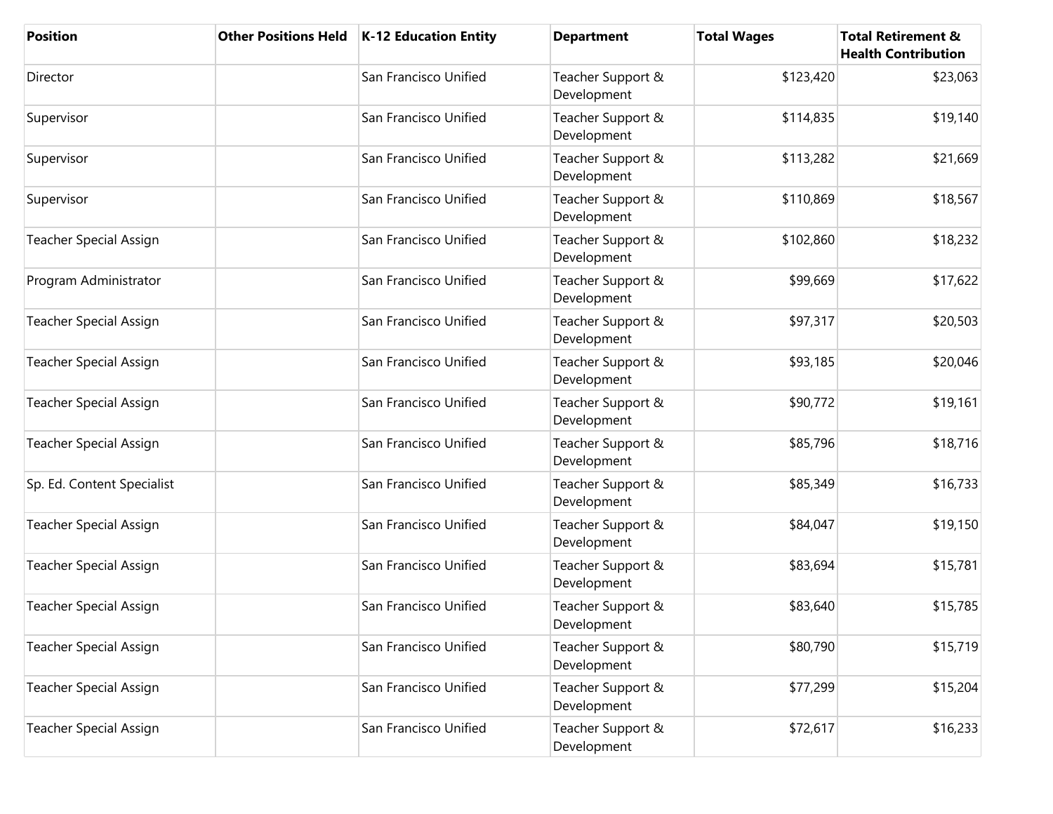| Position | Other Positions Held | K-12 Education Entity | Department | Total Wages | Total Retirement & Health Contribution |
|---|---|---|---|---|---|
| Director | | San Francisco Unified | Teacher Support & Development | $123,420 | $23,063 |
| Supervisor | | San Francisco Unified | Teacher Support & Development | $114,835 | $19,140 |
| Supervisor | | San Francisco Unified | Teacher Support & Development | $113,282 | $21,669 |
| Supervisor | | San Francisco Unified | Teacher Support & Development | $110,869 | $18,567 |
| Teacher Special Assign | | San Francisco Unified | Teacher Support & Development | $102,860 | $18,232 |
| Program Administrator | | San Francisco Unified | Teacher Support & Development | $99,669 | $17,622 |
| Teacher Special Assign | | San Francisco Unified | Teacher Support & Development | $97,317 | $20,503 |
| Teacher Special Assign | | San Francisco Unified | Teacher Support & Development | $93,185 | $20,046 |
| Teacher Special Assign | | San Francisco Unified | Teacher Support & Development | $90,772 | $19,161 |
| Teacher Special Assign | | San Francisco Unified | Teacher Support & Development | $85,796 | $18,716 |
| Sp. Ed. Content Specialist | | San Francisco Unified | Teacher Support & Development | $85,349 | $16,733 |
| Teacher Special Assign | | San Francisco Unified | Teacher Support & Development | $84,047 | $19,150 |
| Teacher Special Assign | | San Francisco Unified | Teacher Support & Development | $83,694 | $15,781 |
| Teacher Special Assign | | San Francisco Unified | Teacher Support & Development | $83,640 | $15,785 |
| Teacher Special Assign | | San Francisco Unified | Teacher Support & Development | $80,790 | $15,719 |
| Teacher Special Assign | | San Francisco Unified | Teacher Support & Development | $77,299 | $15,204 |
| Teacher Special Assign | | San Francisco Unified | Teacher Support & Development | $72,617 | $16,233 |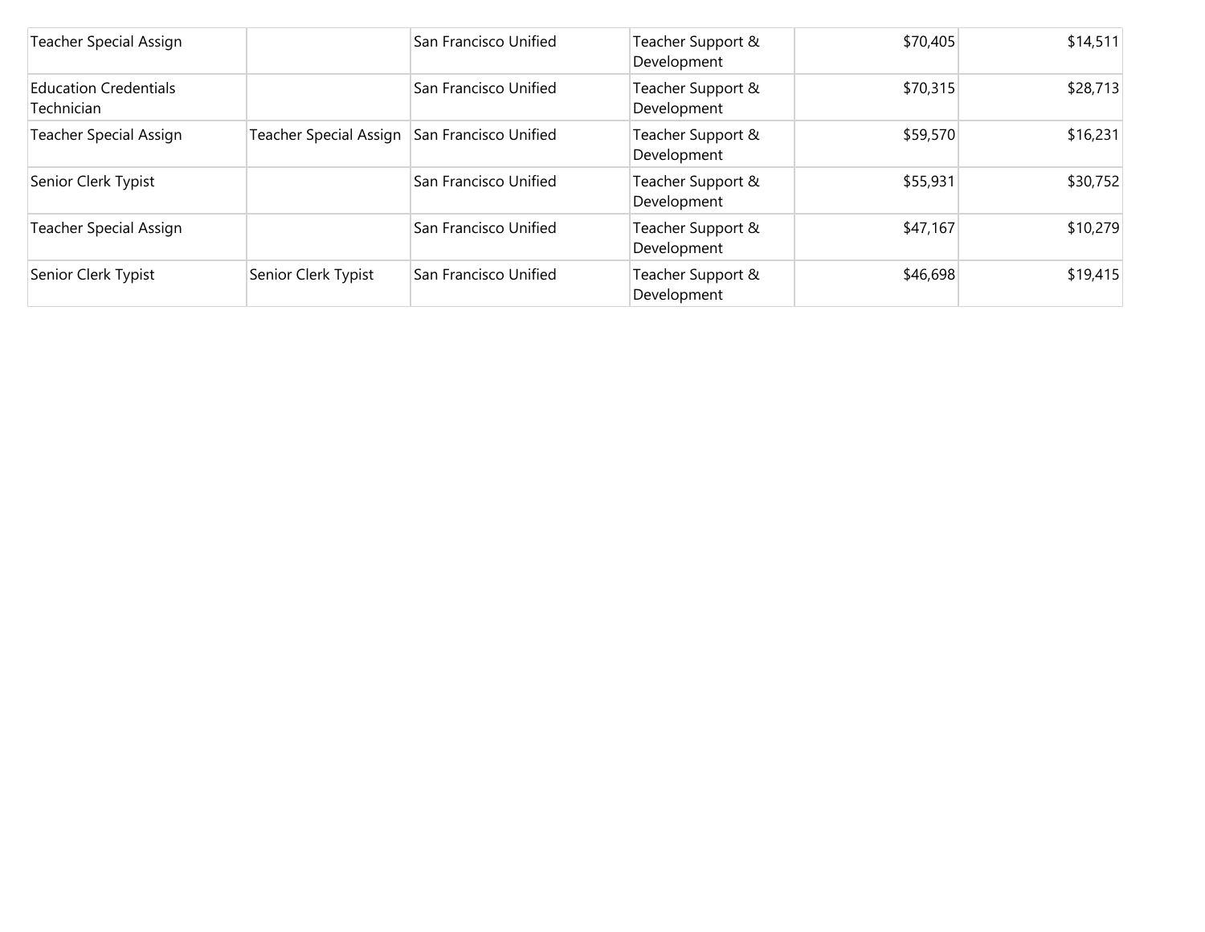| | | | | | |
|---|---|---|---|---|---|
| Teacher Special Assign | | San Francisco Unified | Teacher Support & Development | $70,405 | $14,511 |
| Education Credentials Technician | | San Francisco Unified | Teacher Support & Development | $70,315 | $28,713 |
| Teacher Special Assign | Teacher Special Assign | San Francisco Unified | Teacher Support & Development | $59,570 | $16,231 |
| Senior Clerk Typist | | San Francisco Unified | Teacher Support & Development | $55,931 | $30,752 |
| Teacher Special Assign | | San Francisco Unified | Teacher Support & Development | $47,167 | $10,279 |
| Senior Clerk Typist | Senior Clerk Typist | San Francisco Unified | Teacher Support & Development | $46,698 | $19,415 |